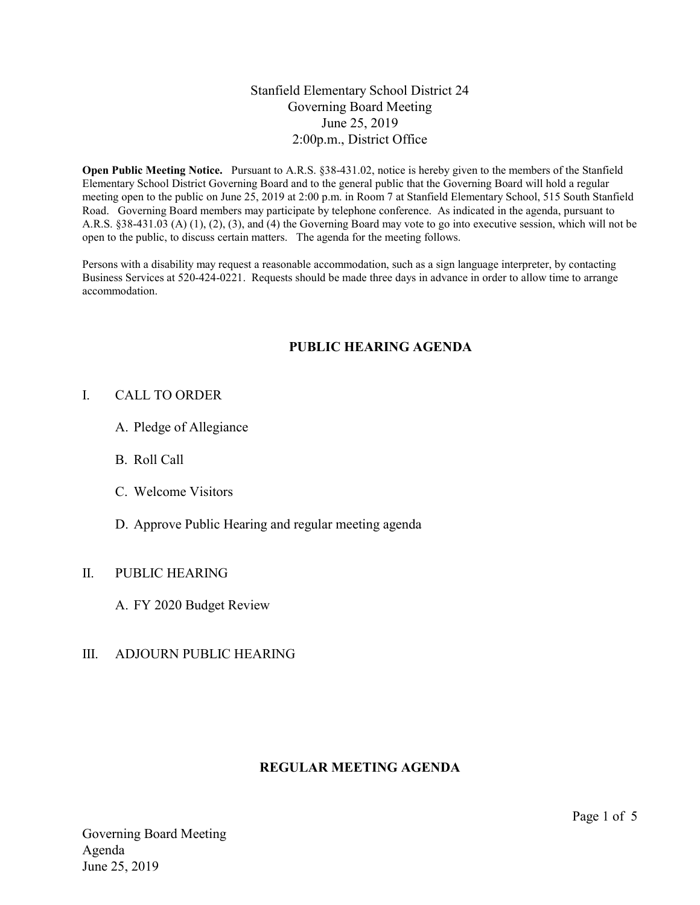# Stanfield Elementary School District 24
## Governing Board Meeting
## June 25, 2019
## 2:00p.m., District Office

**Open Public Meeting Notice.** Pursuant to A.R.S. §38-431.02, notice is hereby given to the members of the Stanfield Elementary School District Governing Board and to the general public that the Governing Board will hold a regular meeting open to the public on June 25, 2019 at 2:00 p.m. in Room 7 at Stanfield Elementary School, 515 South Stanfield Road. Governing Board members may participate by telephone conference. As indicated in the agenda, pursuant to A.R.S. §38-431.03 (A) (1), (2), (3), and (4) the Governing Board may vote to go into executive session, which will not be open to the public, to discuss certain matters. The agenda for the meeting follows.

Persons with a disability may request a reasonable accommodation, such as a sign language interpreter, by contacting Business Services at 520-424-0221. Requests should be made three days in advance in order to allow time to arrange accommodation.

## PUBLIC HEARING AGENDA

I. CALL TO ORDER

A. Pledge of Allegiance

B. Roll Call

C. Welcome Visitors

D. Approve Public Hearing and regular meeting agenda

II. PUBLIC HEARING

A. FY 2020 Budget Review

III. ADJOURN PUBLIC HEARING

## REGULAR MEETING AGENDA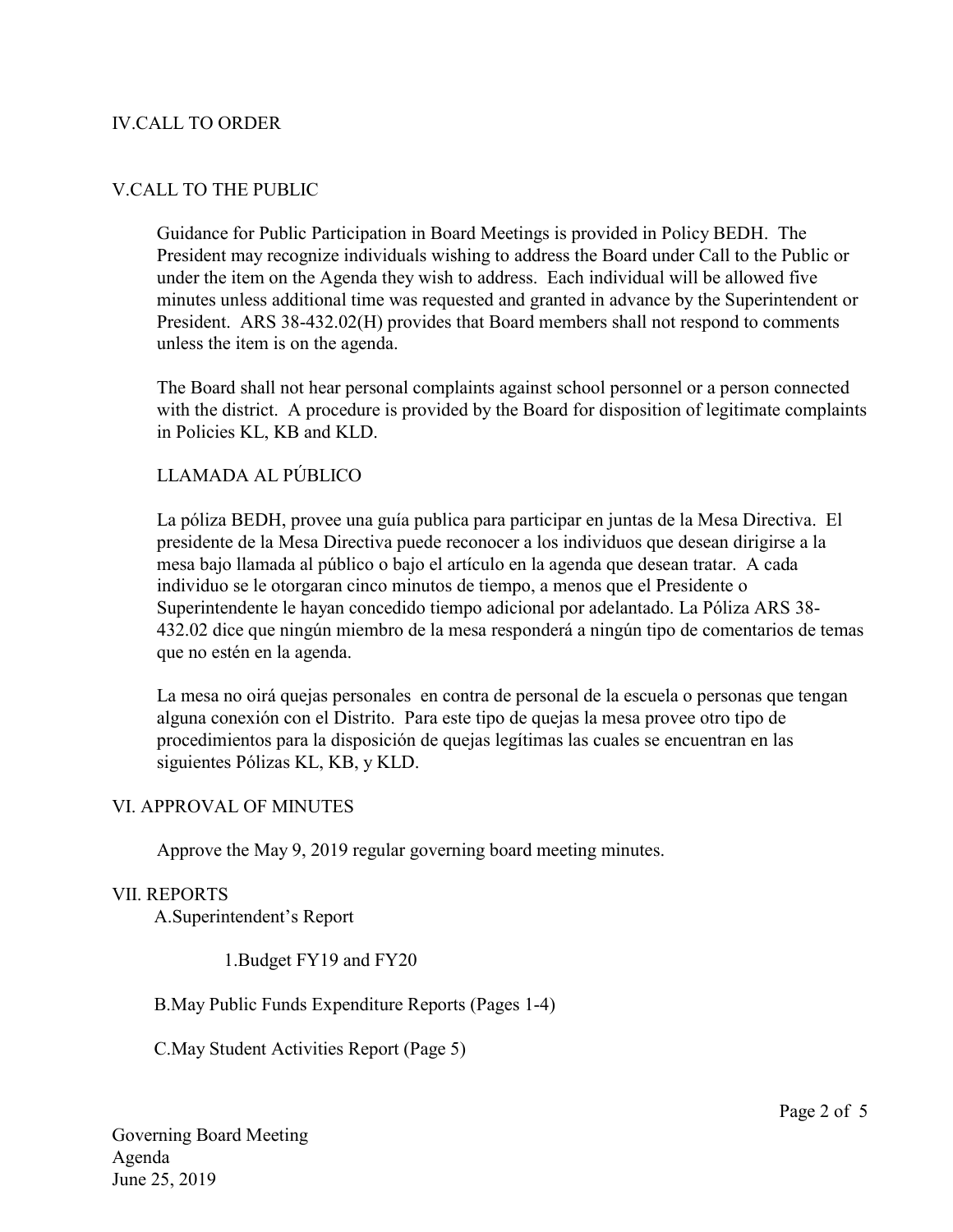## IV.CALL TO ORDER

## V.CALL TO THE PUBLIC

Guidance for Public Participation in Board Meetings is provided in Policy BEDH. The President may recognize individuals wishing to address the Board under Call to the Public or under the item on the Agenda they wish to address. Each individual will be allowed five minutes unless additional time was requested and granted in advance by the Superintendent or President. ARS 38-432.02(H) provides that Board members shall not respond to comments unless the item is on the agenda.

The Board shall not hear personal complaints against school personnel or a person connected with the district. A procedure is provided by the Board for disposition of legitimate complaints in Policies KL, KB and KLD.

### LLAMADA AL PÚBLICO

La póliza BEDH, provee una guía publica para participar en juntas de la Mesa Directiva. El presidente de la Mesa Directiva puede reconocer a los individuos que desean dirigirse a la mesa bajo llamada al público o bajo el artículo en la agenda que desean tratar. A cada individuo se le otorgaran cinco minutos de tiempo, a menos que el Presidente o Superintendente le hayan concedido tiempo adicional por adelantado. La Póliza ARS 38-432.02 dice que ningún miembro de la mesa responderá a ningún tipo de comentarios de temas que no estén en la agenda.

La mesa no oirá quejas personales en contra de personal de la escuela o personas que tengan alguna conexión con el Distrito. Para este tipo de quejas la mesa provee otro tipo de procedimientos para la disposición de quejas legítimas las cuales se encuentran en las siguientes Pólizas KL, KB, y KLD.

## VI. APPROVAL OF MINUTES

Approve the May 9, 2019 regular governing board meeting minutes.

## VII. REPORTS

A.Superintendent's Report

1.Budget FY19 and FY20

B.May Public Funds Expenditure Reports (Pages 1-4)

C.May Student Activities Report (Page 5)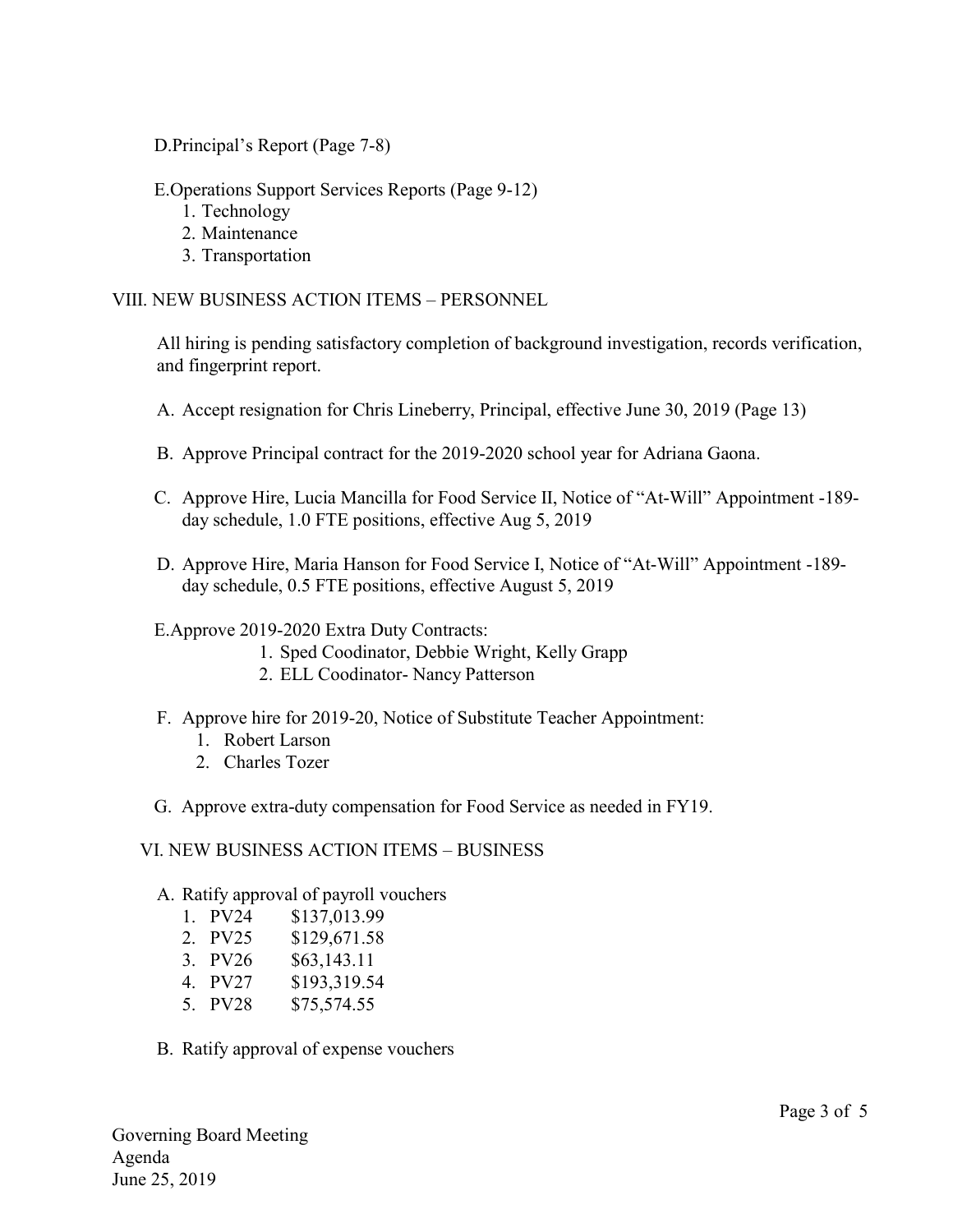D.Principal's Report (Page 7-8)

E.Operations Support Services Reports (Page 9-12)

1. Technology
2. Maintenance
3. Transportation

## VIII. NEW BUSINESS ACTION ITEMS – PERSONNEL

All hiring is pending satisfactory completion of background investigation, records verification, and fingerprint report.

A. Accept resignation for Chris Lineberry, Principal, effective June 30, 2019 (Page 13)

B. Approve Principal contract for the 2019-2020 school year for Adriana Gaona.

C. Approve Hire, Lucia Mancilla for Food Service II, Notice of "At-Will" Appointment -189-day schedule, 1.0 FTE positions, effective Aug 5, 2019

D. Approve Hire, Maria Hanson for Food Service I, Notice of "At-Will" Appointment -189-day schedule, 0.5 FTE positions, effective August 5, 2019

E.Approve 2019-2020 Extra Duty Contracts:

1. Sped Coodinator, Debbie Wright, Kelly Grapp
2. ELL Coodinator- Nancy Patterson

F. Approve hire for 2019-20, Notice of Substitute Teacher Appointment:

1. Robert Larson
2. Charles Tozer

G. Approve extra-duty compensation for Food Service as needed in FY19.

## VI. NEW BUSINESS ACTION ITEMS – BUSINESS

A. Ratify approval of payroll vouchers

1. PV24 $137,013.99
2. PV25 $129,671.58
3. PV26 $63,143.11
4. PV27 $193,319.54
5. PV28 $75,574.55

B. Ratify approval of expense vouchers

Governing Board Meeting
Agenda
June 25, 2019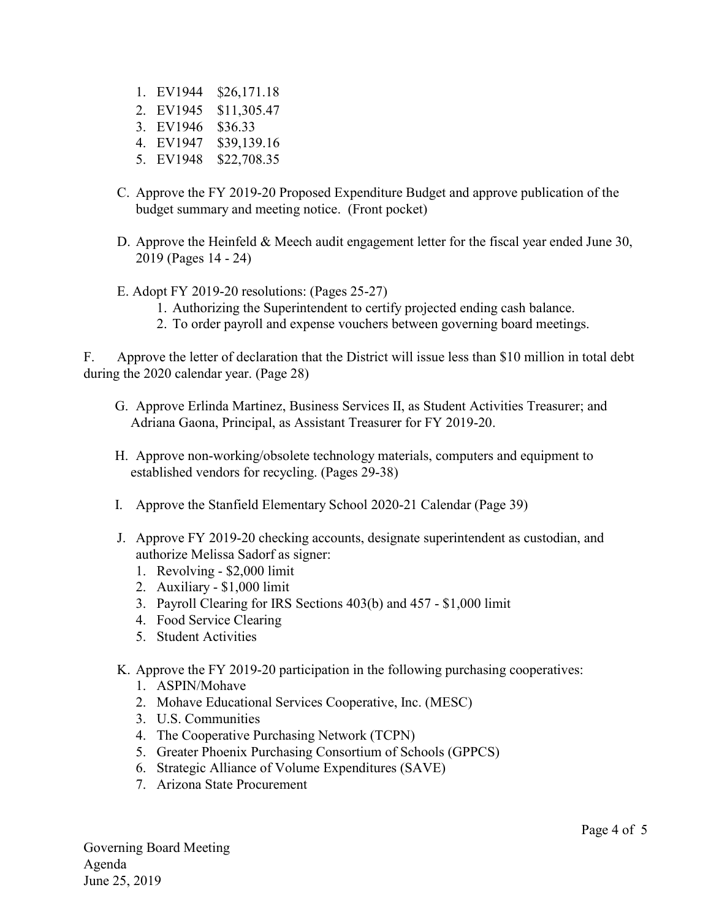1. EV1944 $26,171.18
2. EV1945 $11,305.47
3. EV1946 $36.33
4. EV1947 $39,139.16
5. EV1948 $22,708.35

C. Approve the FY 2019-20 Proposed Expenditure Budget and approve publication of the budget summary and meeting notice. (Front pocket)

D. Approve the Heinfeld & Meech audit engagement letter for the fiscal year ended June 30, 2019 (Pages 14 - 24)

E. Adopt FY 2019-20 resolutions: (Pages 25-27)
   1. Authorizing the Superintendent to certify projected ending cash balance.
   2. To order payroll and expense vouchers between governing board meetings.

F. Approve the letter of declaration that the District will issue less than $10 million in total debt during the 2020 calendar year. (Page 28)

G. Approve Erlinda Martinez, Business Services II, as Student Activities Treasurer; and Adriana Gaona, Principal, as Assistant Treasurer for FY 2019-20.

H. Approve non-working/obsolete technology materials, computers and equipment to established vendors for recycling. (Pages 29-38)

I. Approve the Stanfield Elementary School 2020-21 Calendar (Page 39)

J. Approve FY 2019-20 checking accounts, designate superintendent as custodian, and authorize Melissa Sadorf as signer:
   1. Revolving - $2,000 limit
   2. Auxiliary - $1,000 limit
   3. Payroll Clearing for IRS Sections 403(b) and 457 - $1,000 limit
   4. Food Service Clearing
   5. Student Activities

K. Approve the FY 2019-20 participation in the following purchasing cooperatives:
   1. ASPIN/Mohave
   2. Mohave Educational Services Cooperative, Inc. (MESC)
   3. U.S. Communities
   4. The Cooperative Purchasing Network (TCPN)
   5. Greater Phoenix Purchasing Consortium of Schools (GPPCS)
   6. Strategic Alliance of Volume Expenditures (SAVE)
   7. Arizona State Procurement

Governing Board Meeting
Agenda
June 25, 2019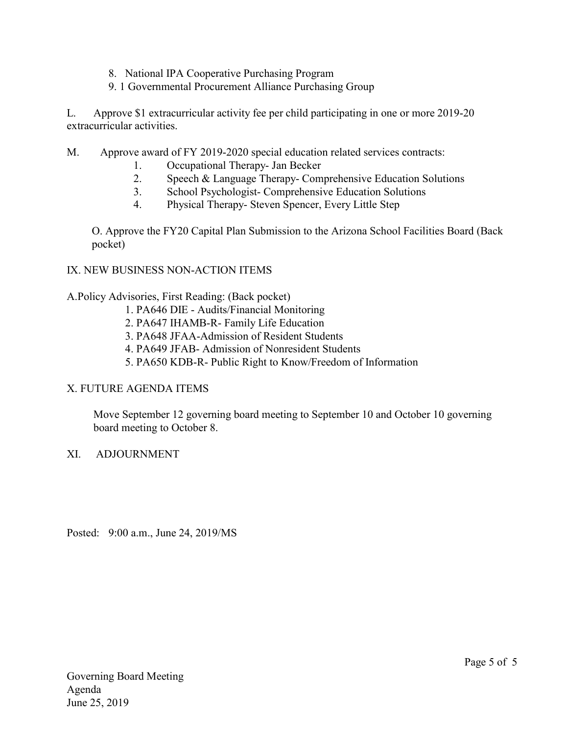8. National IPA Cooperative Purchasing Program
9. 1 Governmental Procurement Alliance Purchasing Group

L. Approve $1 extracurricular activity fee per child participating in one or more 2019-20 extracurricular activities.

M. Approve award of FY 2019-2020 special education related services contracts:

1. Occupational Therapy- Jan Becker
2. Speech & Language Therapy- Comprehensive Education Solutions
3. School Psychologist- Comprehensive Education Solutions
4. Physical Therapy- Steven Spencer, Every Little Step

O. Approve the FY20 Capital Plan Submission to the Arizona School Facilities Board (Back pocket)

## IX. NEW BUSINESS NON-ACTION ITEMS

A. Policy Advisories, First Reading: (Back pocket)

1. PA646 DIE - Audits/Financial Monitoring
2. PA647 IHAMB-R- Family Life Education
3. PA648 JFAA-Admission of Resident Students
4. PA649 JFAB- Admission of Nonresident Students
5. PA650 KDB-R- Public Right to Know/Freedom of Information

## X. FUTURE AGENDA ITEMS

Move September 12 governing board meeting to September 10 and October 10 governing board meeting to October 8.

## XI. ADJOURNMENT

Posted: 9:00 a.m., June 24, 2019/MS